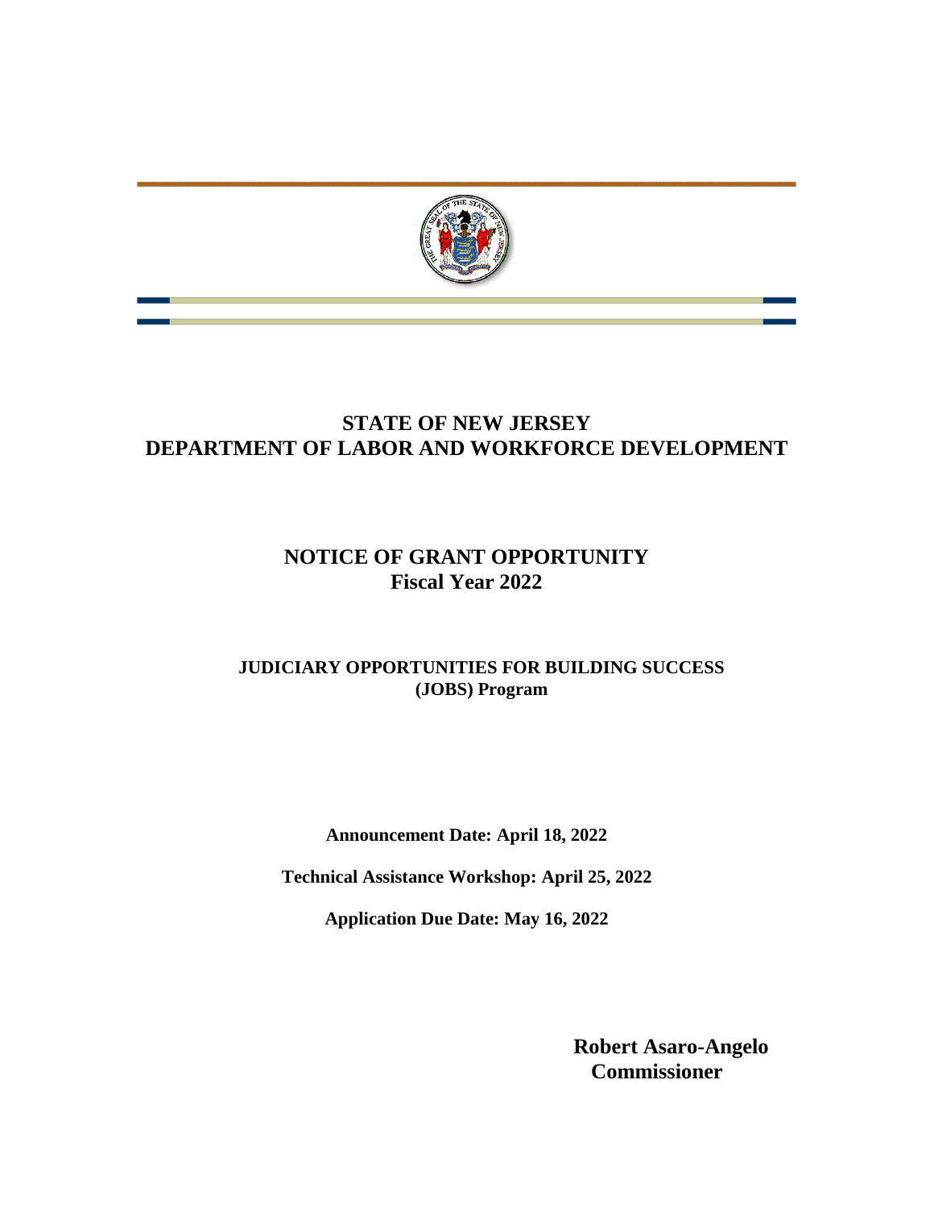# STATE OF NEW JERSEY
# DEPARTMENT OF LABOR AND WORKFORCE DEVELOPMENT

## NOTICE OF GRANT OPPORTUNITY
## Fiscal Year 2022

### JUDICIARY OPPORTUNITIES FOR BUILDING SUCCESS (JOBS) Program

**Announcement Date: April 18, 2022**

**Technical Assistance Workshop: April 25, 2022**

**Application Due Date: May 16, 2022**

**Robert Asaro-Angelo**
**Commissioner**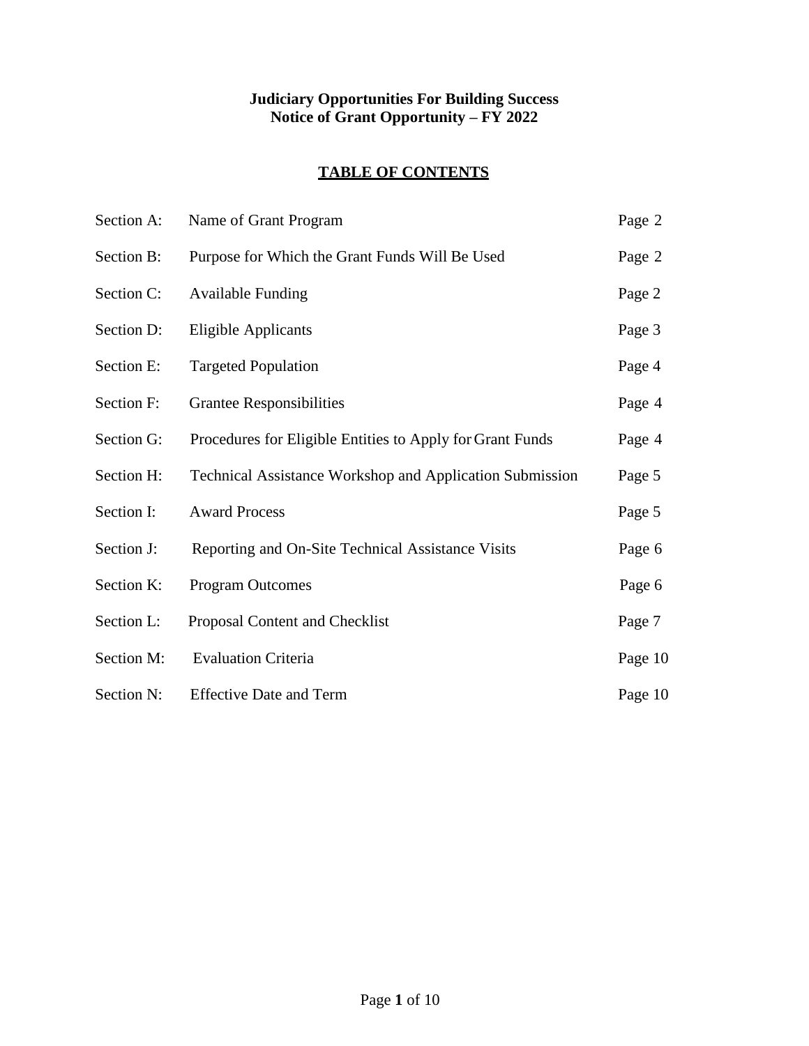**Judiciary Opportunities For Building Success**
**Notice of Grant Opportunity – FY 2022**

## TABLE OF CONTENTS

| | | |
|---|---|---|
| Section A: | Name of Grant Program | Page 2 |
| Section B: | Purpose for Which the Grant Funds Will Be Used | Page 2 |
| Section C: | Available Funding | Page 2 |
| Section D: | Eligible Applicants | Page 3 |
| Section E: | Targeted Population | Page 4 |
| Section F: | Grantee Responsibilities | Page 4 |
| Section G: | Procedures for Eligible Entities to Apply for Grant Funds | Page 4 |
| Section H: | Technical Assistance Workshop and Application Submission | Page 5 |
| Section I: | Award Process | Page 5 |
| Section J: | Reporting and On-Site Technical Assistance Visits | Page 6 |
| Section K: | Program Outcomes | Page 6 |
| Section L: | Proposal Content and Checklist | Page 7 |
| Section M: | Evaluation Criteria | Page 10 |
| Section N: | Effective Date and Term | Page 10 |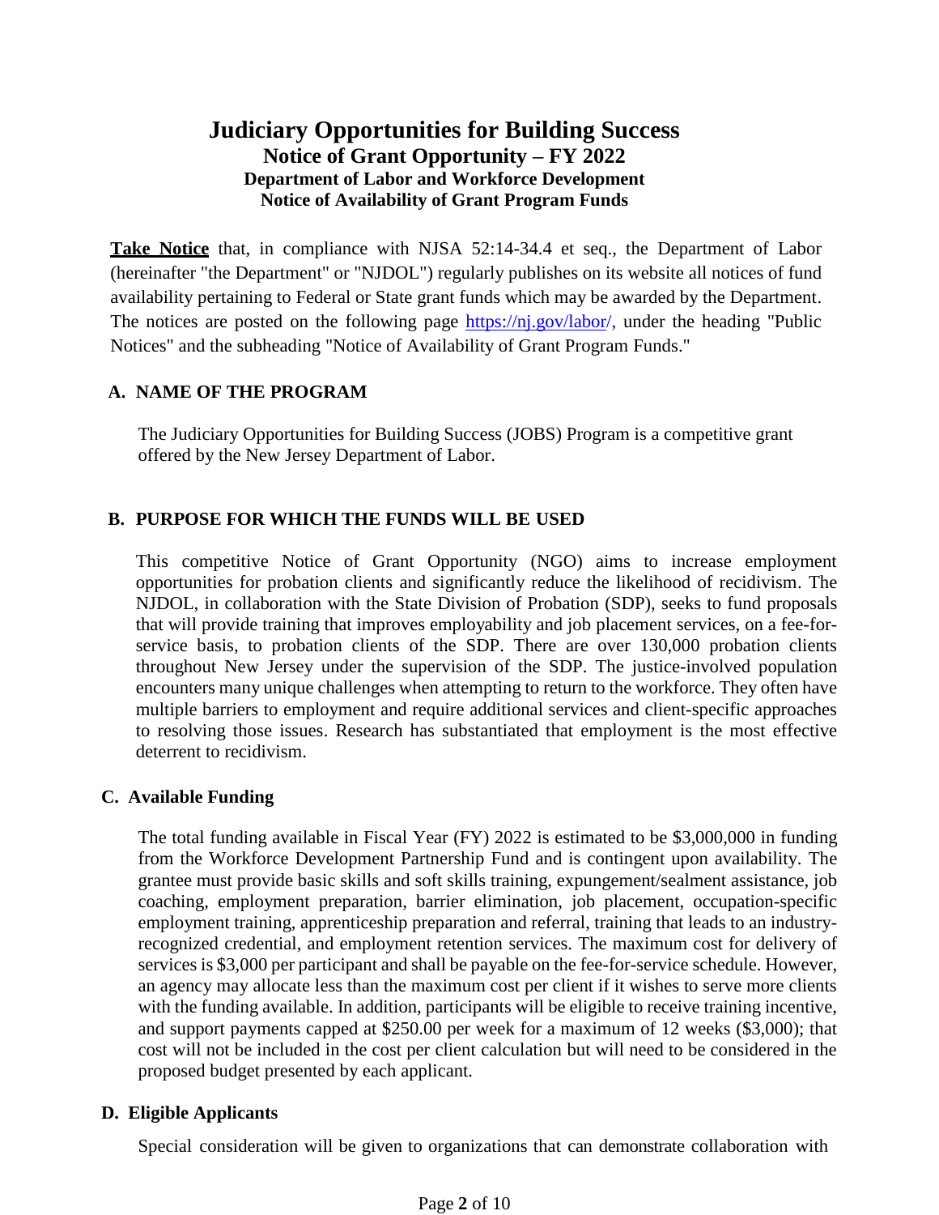# Judiciary Opportunities for Building Success

## Notice of Grant Opportunity – FY 2022

### Department of Labor and Workforce Development

### Notice of Availability of Grant Program Funds

**Take Notice** that, in compliance with NJSA 52:14-34.4 et seq., the Department of Labor (hereinafter "the Department" or "NJDOL") regularly publishes on its website all notices of fund availability pertaining to Federal or State grant funds which may be awarded by the Department. The notices are posted on the following page https://nj.gov/labor/, under the heading "Public Notices" and the subheading "Notice of Availability of Grant Program Funds."

## A. NAME OF THE PROGRAM

The Judiciary Opportunities for Building Success (JOBS) Program is a competitive grant offered by the New Jersey Department of Labor.

## B. PURPOSE FOR WHICH THE FUNDS WILL BE USED

This competitive Notice of Grant Opportunity (NGO) aims to increase employment opportunities for probation clients and significantly reduce the likelihood of recidivism. The NJDOL, in collaboration with the State Division of Probation (SDP), seeks to fund proposals that will provide training that improves employability and job placement services, on a fee-for-service basis, to probation clients of the SDP. There are over 130,000 probation clients throughout New Jersey under the supervision of the SDP. The justice-involved population encounters many unique challenges when attempting to return to the workforce. They often have multiple barriers to employment and require additional services and client-specific approaches to resolving those issues. Research has substantiated that employment is the most effective deterrent to recidivism.

## C. Available Funding

The total funding available in Fiscal Year (FY) 2022 is estimated to be $3,000,000 in funding from the Workforce Development Partnership Fund and is contingent upon availability. The grantee must provide basic skills and soft skills training, expungement/sealment assistance, job coaching, employment preparation, barrier elimination, job placement, occupation-specific employment training, apprenticeship preparation and referral, training that leads to an industry-recognized credential, and employment retention services. The maximum cost for delivery of services is $3,000 per participant and shall be payable on the fee-for-service schedule. However, an agency may allocate less than the maximum cost per client if it wishes to serve more clients with the funding available. In addition, participants will be eligible to receive training incentive, and support payments capped at $250.00 per week for a maximum of 12 weeks ($3,000); that cost will not be included in the cost per client calculation but will need to be considered in the proposed budget presented by each applicant.

## D. Eligible Applicants

Special consideration will be given to organizations that can demonstrate collaboration with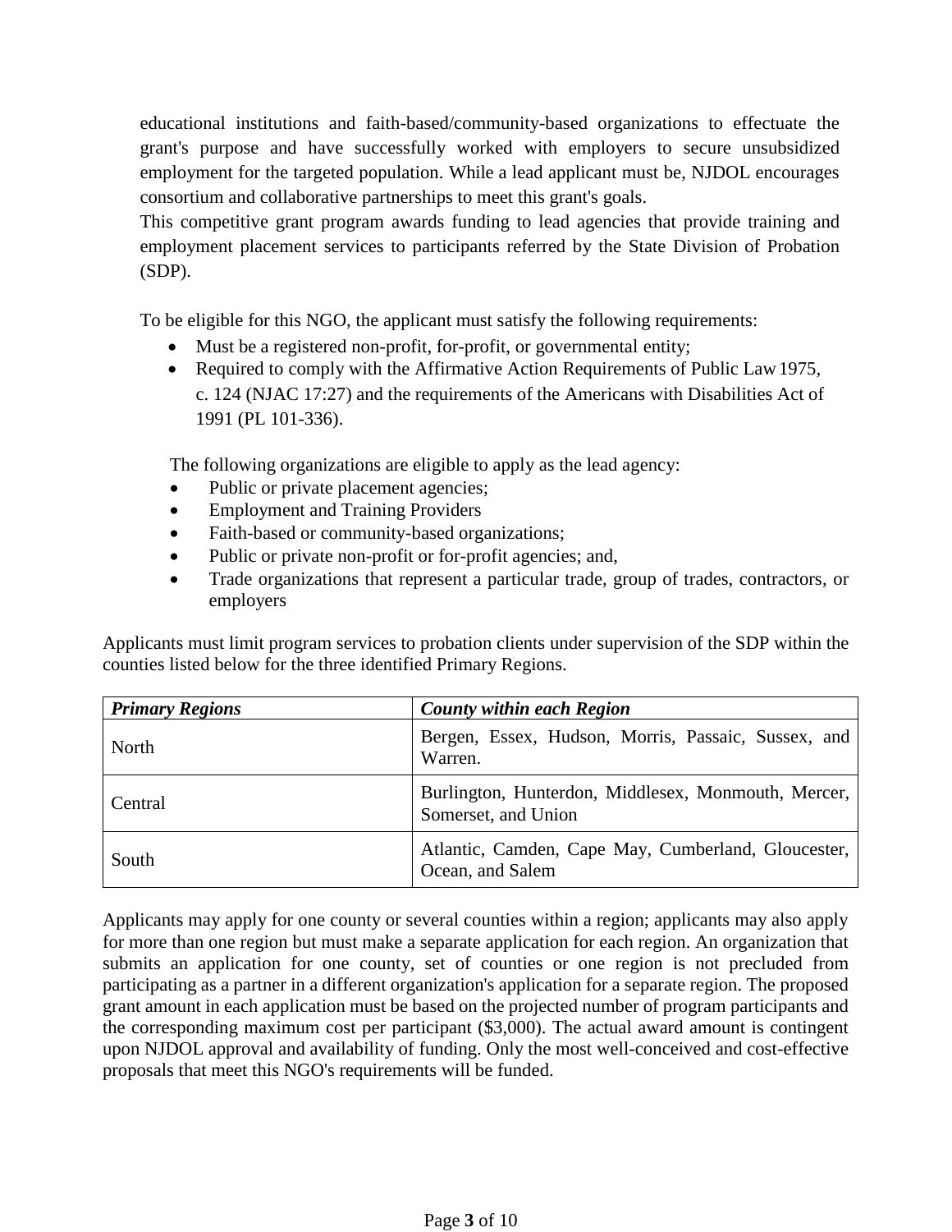educational institutions and faith-based/community-based organizations to effectuate the grant's purpose and have successfully worked with employers to secure unsubsidized employment for the targeted population. While a lead applicant must be, NJDOL encourages consortium and collaborative partnerships to meet this grant's goals.

This competitive grant program awards funding to lead agencies that provide training and employment placement services to participants referred by the State Division of Probation (SDP).

To be eligible for this NGO, the applicant must satisfy the following requirements:

- Must be a registered non-profit, for-profit, or governmental entity;
- Required to comply with the Affirmative Action Requirements of Public Law 1975, c. 124 (NJAC 17:27) and the requirements of the Americans with Disabilities Act of 1991 (PL 101-336).

The following organizations are eligible to apply as the lead agency:

- Public or private placement agencies;
- Employment and Training Providers
- Faith-based or community-based organizations;
- Public or private non-profit or for-profit agencies; and,
- Trade organizations that represent a particular trade, group of trades, contractors, or employers

Applicants must limit program services to probation clients under supervision of the SDP within the counties listed below for the three identified Primary Regions.

| ***Primary Regions*** | ***County within each Region*** |
|---|---|
| North | Bergen, Essex, Hudson, Morris, Passaic, Sussex, and Warren. |
| Central | Burlington, Hunterdon, Middlesex, Monmouth, Mercer, Somerset, and Union |
| South | Atlantic, Camden, Cape May, Cumberland, Gloucester, Ocean, and Salem |

Applicants may apply for one county or several counties within a region; applicants may also apply for more than one region but must make a separate application for each region. An organization that submits an application for one county, set of counties or one region is not precluded from participating as a partner in a different organization's application for a separate region. The proposed grant amount in each application must be based on the projected number of program participants and the corresponding maximum cost per participant ($3,000). The actual award amount is contingent upon NJDOL approval and availability of funding. Only the most well-conceived and cost-effective proposals that meet this NGO's requirements will be funded.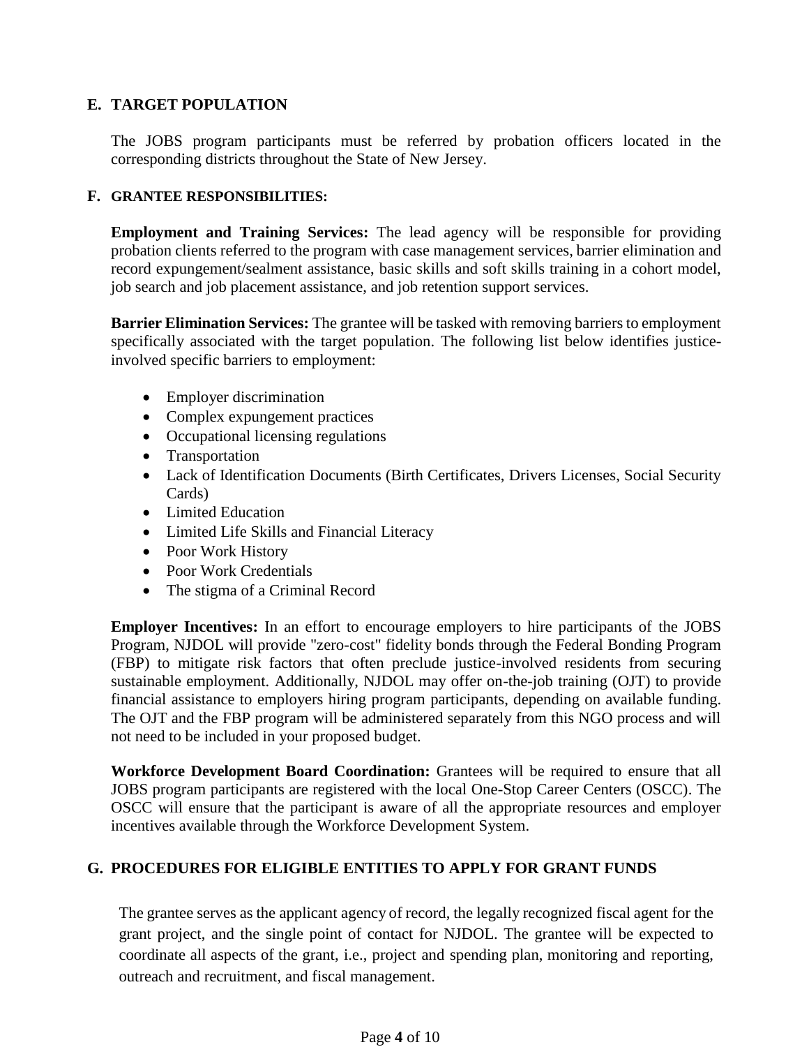## E. TARGET POPULATION

The JOBS program participants must be referred by probation officers located in the corresponding districts throughout the State of New Jersey.

## F. GRANTEE RESPONSIBILITIES:

**Employment and Training Services:** The lead agency will be responsible for providing probation clients referred to the program with case management services, barrier elimination and record expungement/sealment assistance, basic skills and soft skills training in a cohort model, job search and job placement assistance, and job retention support services.

**Barrier Elimination Services:** The grantee will be tasked with removing barriers to employment specifically associated with the target population. The following list below identifies justice-involved specific barriers to employment:

- Employer discrimination
- Complex expungement practices
- Occupational licensing regulations
- Transportation
- Lack of Identification Documents (Birth Certificates, Drivers Licenses, Social Security Cards)
- Limited Education
- Limited Life Skills and Financial Literacy
- Poor Work History
- Poor Work Credentials
- The stigma of a Criminal Record

**Employer Incentives:** In an effort to encourage employers to hire participants of the JOBS Program, NJDOL will provide "zero-cost" fidelity bonds through the Federal Bonding Program (FBP) to mitigate risk factors that often preclude justice-involved residents from securing sustainable employment. Additionally, NJDOL may offer on-the-job training (OJT) to provide financial assistance to employers hiring program participants, depending on available funding. The OJT and the FBP program will be administered separately from this NGO process and will not need to be included in your proposed budget.

**Workforce Development Board Coordination:** Grantees will be required to ensure that all JOBS program participants are registered with the local One-Stop Career Centers (OSCC). The OSCC will ensure that the participant is aware of all the appropriate resources and employer incentives available through the Workforce Development System.

## G. PROCEDURES FOR ELIGIBLE ENTITIES TO APPLY FOR GRANT FUNDS

The grantee serves as the applicant agency of record, the legally recognized fiscal agent for the grant project, and the single point of contact for NJDOL. The grantee will be expected to coordinate all aspects of the grant, i.e., project and spending plan, monitoring and reporting, outreach and recruitment, and fiscal management.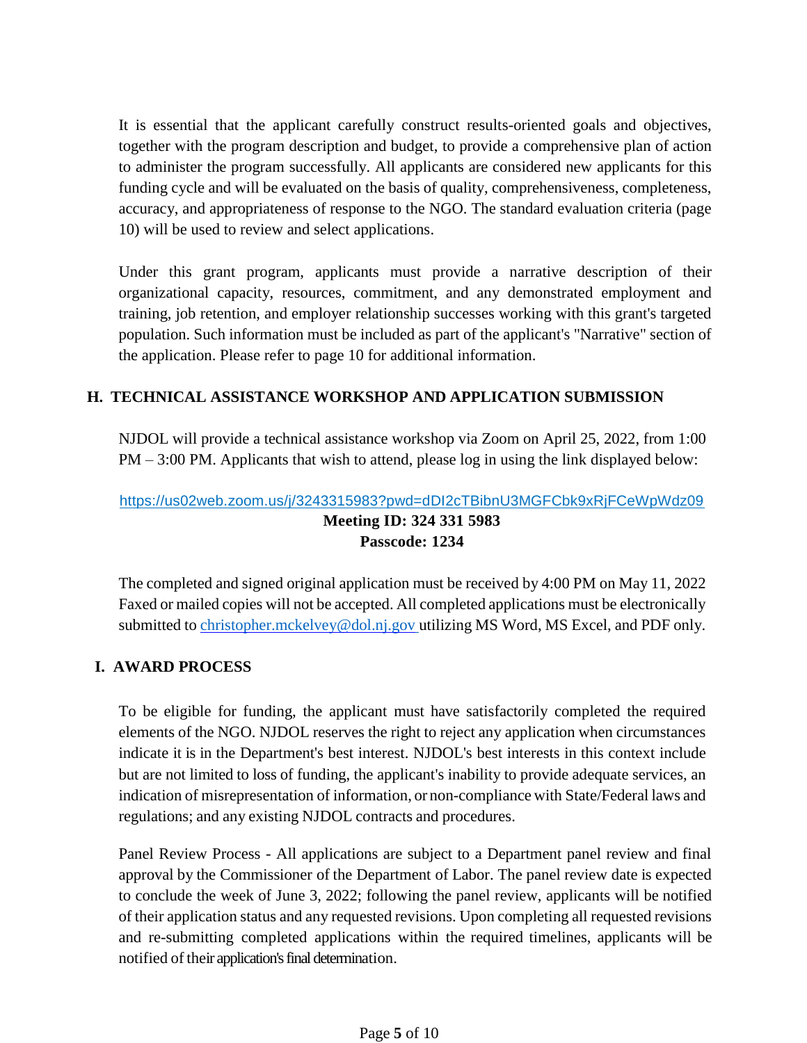It is essential that the applicant carefully construct results-oriented goals and objectives, together with the program description and budget, to provide a comprehensive plan of action to administer the program successfully. All applicants are considered new applicants for this funding cycle and will be evaluated on the basis of quality, comprehensiveness, completeness, accuracy, and appropriateness of response to the NGO. The standard evaluation criteria (page 10) will be used to review and select applications.

Under this grant program, applicants must provide a narrative description of their organizational capacity, resources, commitment, and any demonstrated employment and training, job retention, and employer relationship successes working with this grant's targeted population. Such information must be included as part of the applicant's "Narrative" section of the application. Please refer to page 10 for additional information.

## H. TECHNICAL ASSISTANCE WORKSHOP AND APPLICATION SUBMISSION

NJDOL will provide a technical assistance workshop via Zoom on April 25, 2022, from 1:00 PM – 3:00 PM. Applicants that wish to attend, please log in using the link displayed below:

https://us02web.zoom.us/j/3243315983?pwd=dDI2cTBibnU3MGFCbk9xRjFCeWpWdz09

**Meeting ID: 324 331 5983**

**Passcode: 1234**

The completed and signed original application must be received by 4:00 PM on May 11, 2022 Faxed or mailed copies will not be accepted. All completed applications must be electronically submitted to christopher.mckelvey@dol.nj.gov utilizing MS Word, MS Excel, and PDF only.

## I. AWARD PROCESS

To be eligible for funding, the applicant must have satisfactorily completed the required elements of the NGO. NJDOL reserves the right to reject any application when circumstances indicate it is in the Department's best interest. NJDOL's best interests in this context include but are not limited to loss of funding, the applicant's inability to provide adequate services, an indication of misrepresentation of information, or non-compliance with State/Federal laws and regulations; and any existing NJDOL contracts and procedures.

Panel Review Process - All applications are subject to a Department panel review and final approval by the Commissioner of the Department of Labor. The panel review date is expected to conclude the week of June 3, 2022; following the panel review, applicants will be notified of their application status and any requested revisions. Upon completing all requested revisions and re-submitting completed applications within the required timelines, applicants will be notified of their application's final determination.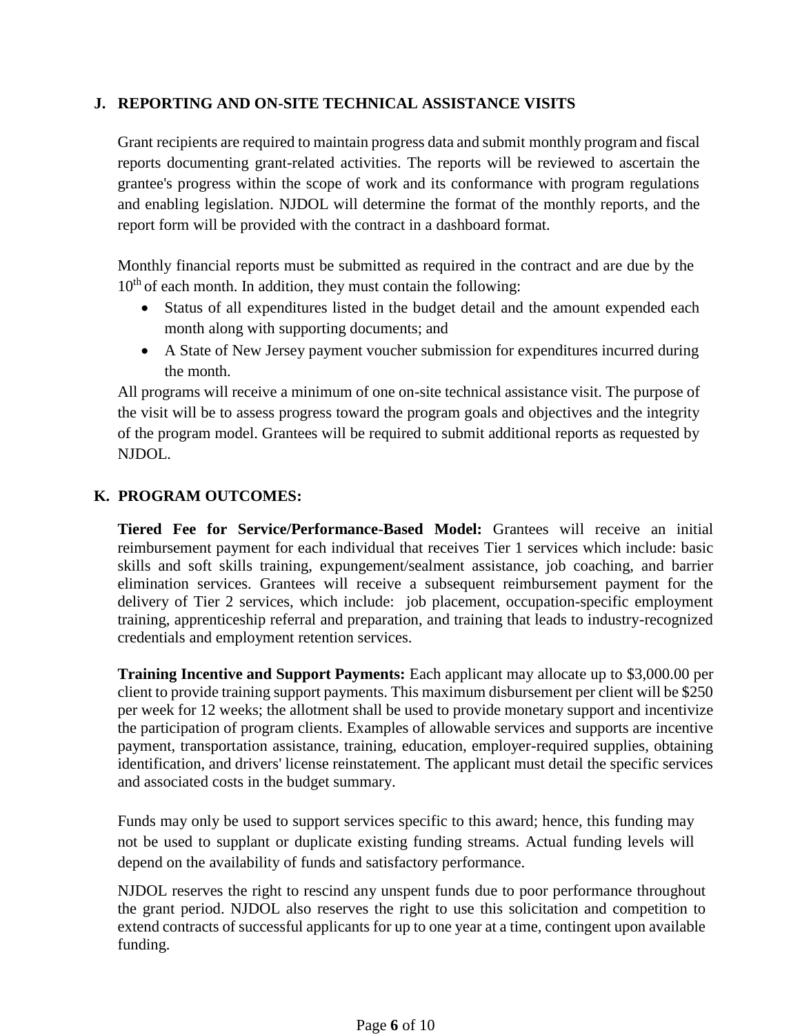## J. REPORTING AND ON-SITE TECHNICAL ASSISTANCE VISITS

Grant recipients are required to maintain progress data and submit monthly program and fiscal reports documenting grant-related activities. The reports will be reviewed to ascertain the grantee's progress within the scope of work and its conformance with program regulations and enabling legislation. NJDOL will determine the format of the monthly reports, and the report form will be provided with the contract in a dashboard format.

Monthly financial reports must be submitted as required in the contract and are due by the 10th of each month. In addition, they must contain the following:

- Status of all expenditures listed in the budget detail and the amount expended each month along with supporting documents; and
- A State of New Jersey payment voucher submission for expenditures incurred during the month.

All programs will receive a minimum of one on-site technical assistance visit. The purpose of the visit will be to assess progress toward the program goals and objectives and the integrity of the program model. Grantees will be required to submit additional reports as requested by NJDOL.

## K. PROGRAM OUTCOMES:

**Tiered Fee for Service/Performance-Based Model:** Grantees will receive an initial reimbursement payment for each individual that receives Tier 1 services which include: basic skills and soft skills training, expungement/sealment assistance, job coaching, and barrier elimination services. Grantees will receive a subsequent reimbursement payment for the delivery of Tier 2 services, which include: job placement, occupation-specific employment training, apprenticeship referral and preparation, and training that leads to industry-recognized credentials and employment retention services.

**Training Incentive and Support Payments:** Each applicant may allocate up to $3,000.00 per client to provide training support payments. This maximum disbursement per client will be $250 per week for 12 weeks; the allotment shall be used to provide monetary support and incentivize the participation of program clients. Examples of allowable services and supports are incentive payment, transportation assistance, training, education, employer-required supplies, obtaining identification, and drivers' license reinstatement. The applicant must detail the specific services and associated costs in the budget summary.

Funds may only be used to support services specific to this award; hence, this funding may not be used to supplant or duplicate existing funding streams. Actual funding levels will depend on the availability of funds and satisfactory performance.

NJDOL reserves the right to rescind any unspent funds due to poor performance throughout the grant period. NJDOL also reserves the right to use this solicitation and competition to extend contracts of successful applicants for up to one year at a time, contingent upon available funding.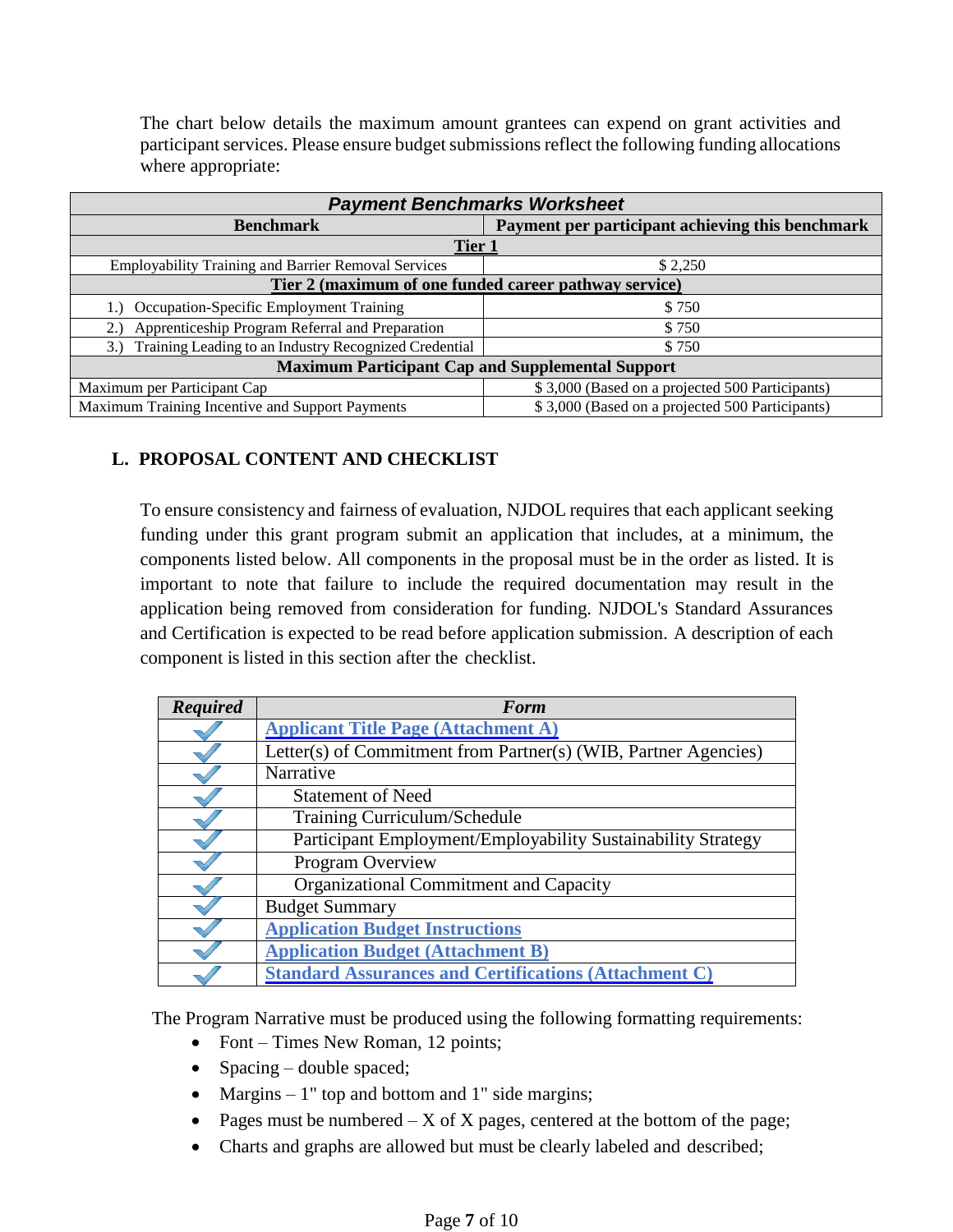The chart below details the maximum amount grantees can expend on grant activities and participant services. Please ensure budget submissions reflect the following funding allocations where appropriate:

| ***Payment Benchmarks Worksheet*** | |
|---|---|
| **Benchmark** | **Payment per participant achieving this benchmark** |
| **Tier 1** | |
| Employability Training and Barrier Removal Services | $ 2,250 |
| **Tier 2 (maximum of one funded career pathway service)** | |
| 1.) Occupation-Specific Employment Training | $ 750 |
| 2.) Apprenticeship Program Referral and Preparation | $ 750 |
| 3.) Training Leading to an Industry Recognized Credential | $ 750 |
| **Maximum Participant Cap and Supplemental Support** | |
| Maximum per Participant Cap | $ 3,000 (Based on a projected 500 Participants) |
| Maximum Training Incentive and Support Payments | $ 3,000 (Based on a projected 500 Participants) |

## L. PROPOSAL CONTENT AND CHECKLIST

To ensure consistency and fairness of evaluation, NJDOL requires that each applicant seeking funding under this grant program submit an application that includes, at a minimum, the components listed below. All components in the proposal must be in the order as listed. It is important to note that failure to include the required documentation may result in the application being removed from consideration for funding. NJDOL's Standard Assurances and Certification is expected to be read before application submission. A description of each component is listed in this section after the checklist.

| ***Required*** | ***Form*** |
|---|---|
| ✓ | Applicant Title Page (Attachment A) |
| ✓ | Letter(s) of Commitment from Partner(s) (WIB, Partner Agencies) |
| ✓ | Narrative |
| ✓ | Statement of Need |
| ✓ | Training Curriculum/Schedule |
| ✓ | Participant Employment/Employability Sustainability Strategy |
| ✓ | Program Overview |
| ✓ | Organizational Commitment and Capacity |
| ✓ | Budget Summary |
| ✓ | Application Budget Instructions |
| ✓ | Application Budget (Attachment B) |
| ✓ | Standard Assurances and Certifications (Attachment C) |

The Program Narrative must be produced using the following formatting requirements:

- Font – Times New Roman, 12 points;
- Spacing – double spaced;
- Margins – 1" top and bottom and 1" side margins;
- Pages must be numbered – X of X pages, centered at the bottom of the page;
- Charts and graphs are allowed but must be clearly labeled and described;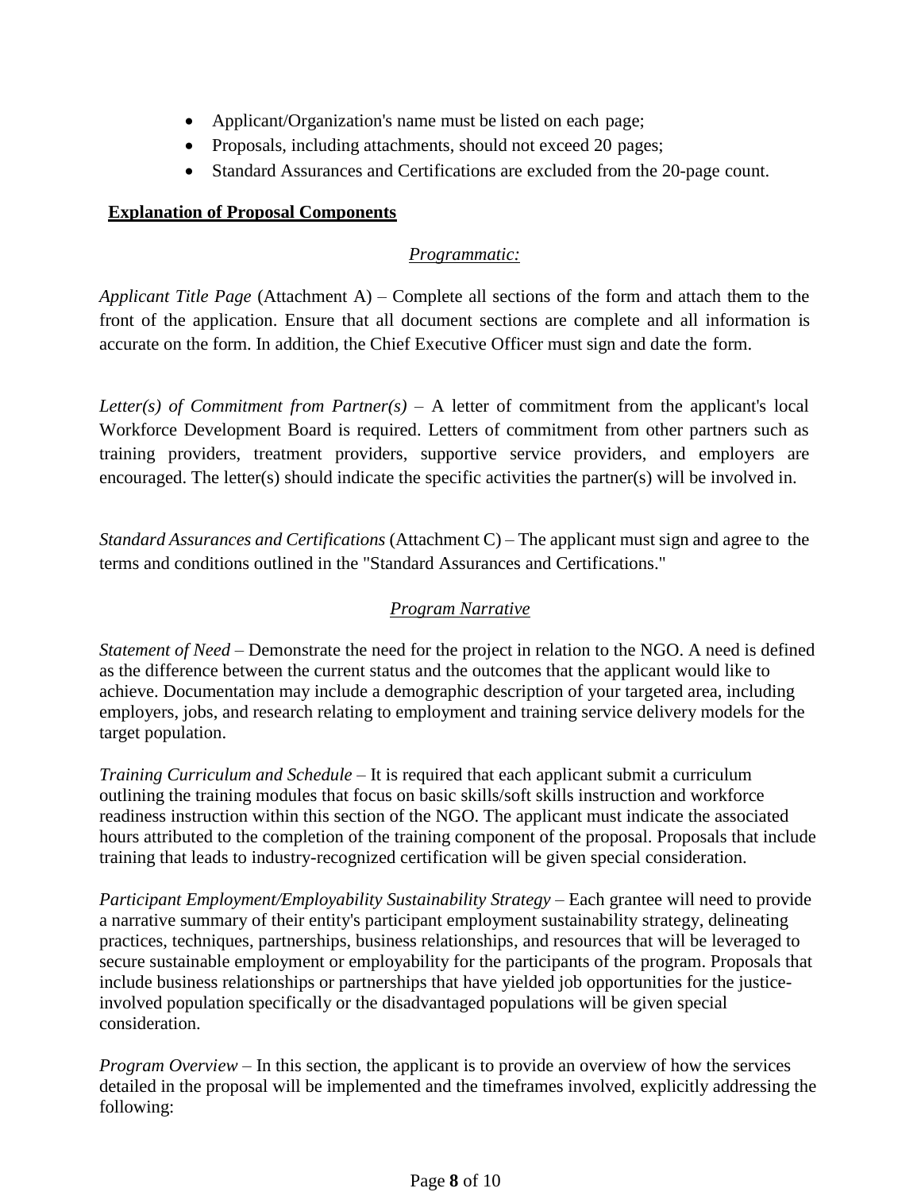- Applicant/Organization's name must be listed on each page;
- Proposals, including attachments, should not exceed 20 pages;
- Standard Assurances and Certifications are excluded from the 20-page count.

**Explanation of Proposal Components**

*Programmatic:*

*Applicant Title Page* (Attachment A) – Complete all sections of the form and attach them to the front of the application. Ensure that all document sections are complete and all information is accurate on the form. In addition, the Chief Executive Officer must sign and date the form.

*Letter(s) of Commitment from Partner(s)* – A letter of commitment from the applicant's local Workforce Development Board is required. Letters of commitment from other partners such as training providers, treatment providers, supportive service providers, and employers are encouraged. The letter(s) should indicate the specific activities the partner(s) will be involved in.

*Standard Assurances and Certifications* (Attachment C) – The applicant must sign and agree to the terms and conditions outlined in the "Standard Assurances and Certifications."

*Program Narrative*

*Statement of Need* – Demonstrate the need for the project in relation to the NGO. A need is defined as the difference between the current status and the outcomes that the applicant would like to achieve. Documentation may include a demographic description of your targeted area, including employers, jobs, and research relating to employment and training service delivery models for the target population.

*Training Curriculum and Schedule* – It is required that each applicant submit a curriculum outlining the training modules that focus on basic skills/soft skills instruction and workforce readiness instruction within this section of the NGO. The applicant must indicate the associated hours attributed to the completion of the training component of the proposal. Proposals that include training that leads to industry-recognized certification will be given special consideration.

*Participant Employment/Employability Sustainability Strategy* – Each grantee will need to provide a narrative summary of their entity's participant employment sustainability strategy, delineating practices, techniques, partnerships, business relationships, and resources that will be leveraged to secure sustainable employment or employability for the participants of the program. Proposals that include business relationships or partnerships that have yielded job opportunities for the justice-involved population specifically or the disadvantaged populations will be given special consideration.

*Program Overview* – In this section, the applicant is to provide an overview of how the services detailed in the proposal will be implemented and the timeframes involved, explicitly addressing the following: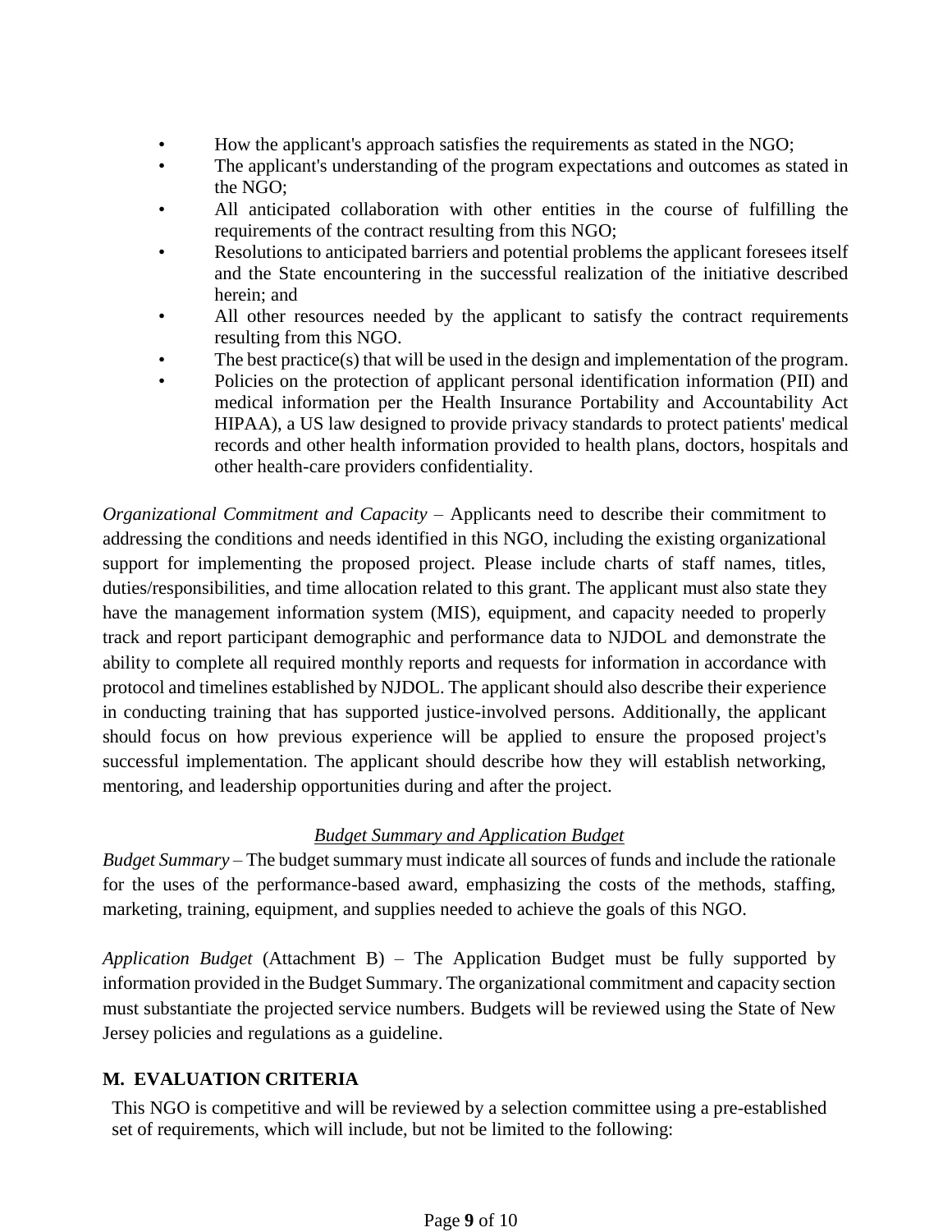- How the applicant's approach satisfies the requirements as stated in the NGO;
- The applicant's understanding of the program expectations and outcomes as stated in the NGO;
- All anticipated collaboration with other entities in the course of fulfilling the requirements of the contract resulting from this NGO;
- Resolutions to anticipated barriers and potential problems the applicant foresees itself and the State encountering in the successful realization of the initiative described herein; and
- All other resources needed by the applicant to satisfy the contract requirements resulting from this NGO.
- The best practice(s) that will be used in the design and implementation of the program.
- Policies on the protection of applicant personal identification information (PII) and medical information per the Health Insurance Portability and Accountability Act HIPAA), a US law designed to provide privacy standards to protect patients' medical records and other health information provided to health plans, doctors, hospitals and other health-care providers confidentiality.

*Organizational Commitment and Capacity* – Applicants need to describe their commitment to addressing the conditions and needs identified in this NGO, including the existing organizational support for implementing the proposed project. Please include charts of staff names, titles, duties/responsibilities, and time allocation related to this grant. The applicant must also state they have the management information system (MIS), equipment, and capacity needed to properly track and report participant demographic and performance data to NJDOL and demonstrate the ability to complete all required monthly reports and requests for information in accordance with protocol and timelines established by NJDOL. The applicant should also describe their experience in conducting training that has supported justice-involved persons. Additionally, the applicant should focus on how previous experience will be applied to ensure the proposed project's successful implementation. The applicant should describe how they will establish networking, mentoring, and leadership opportunities during and after the project.

*Budget Summary and Application Budget*

*Budget Summary* – The budget summary must indicate all sources of funds and include the rationale for the uses of the performance-based award, emphasizing the costs of the methods, staffing, marketing, training, equipment, and supplies needed to achieve the goals of this NGO.

*Application Budget* (Attachment B) – The Application Budget must be fully supported by information provided in the Budget Summary. The organizational commitment and capacity section must substantiate the projected service numbers. Budgets will be reviewed using the State of New Jersey policies and regulations as a guideline.

## M. EVALUATION CRITERIA

This NGO is competitive and will be reviewed by a selection committee using a pre-established set of requirements, which will include, but not be limited to the following: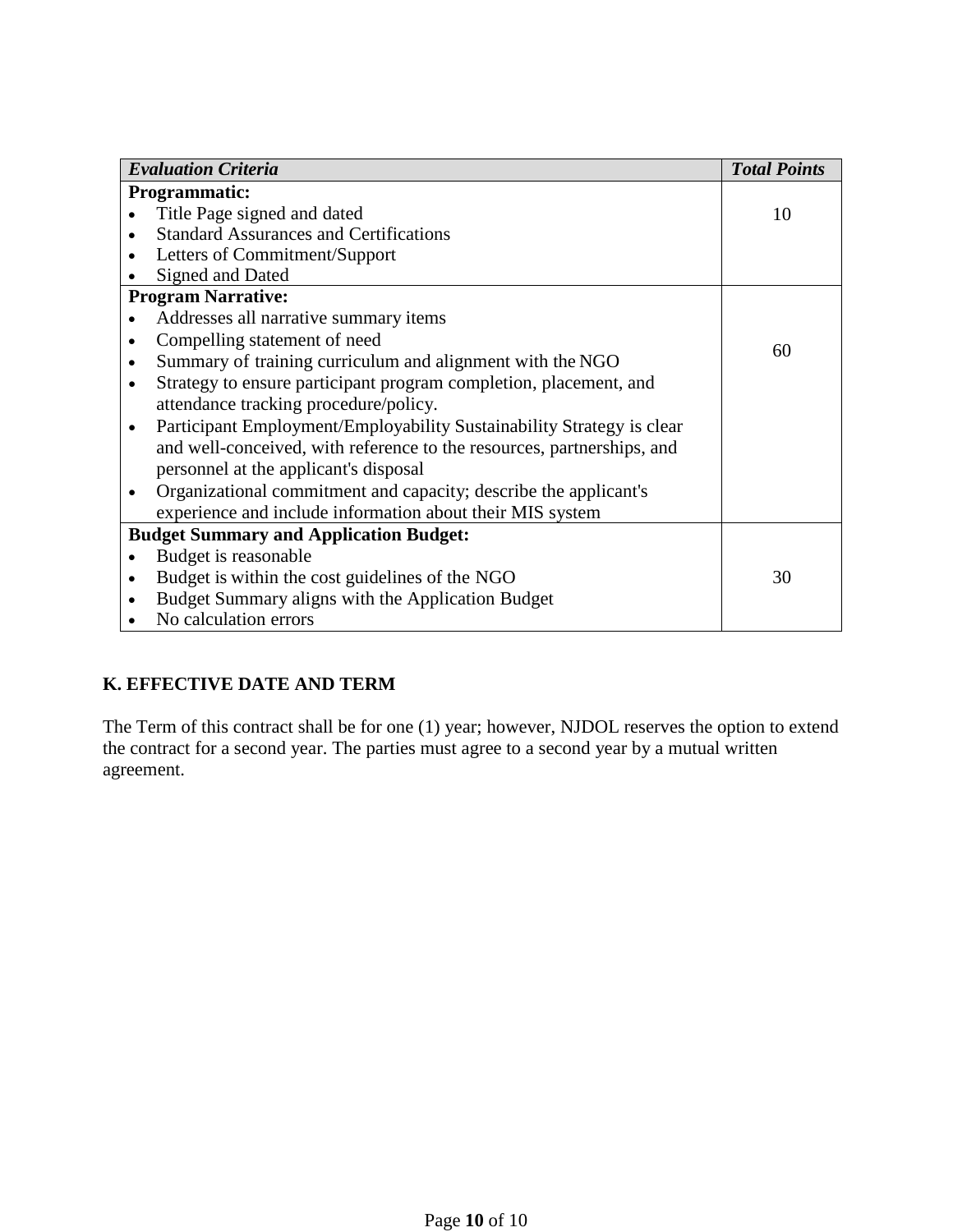| *Evaluation Criteria* | *Total Points* |
|---|---|
| **Programmatic:**<br>• Title Page signed and dated<br>• Standard Assurances and Certifications<br>• Letters of Commitment/Support<br>• Signed and Dated | 10 |
| **Program Narrative:**<br>• Addresses all narrative summary items<br>• Compelling statement of need<br>• Summary of training curriculum and alignment with the NGO<br>• Strategy to ensure participant program completion, placement, and attendance tracking procedure/policy.<br>• Participant Employment/Employability Sustainability Strategy is clear and well-conceived, with reference to the resources, partnerships, and personnel at the applicant's disposal<br>• Organizational commitment and capacity; describe the applicant's experience and include information about their MIS system | 60 |
| **Budget Summary and Application Budget:**<br>• Budget is reasonable<br>• Budget is within the cost guidelines of the NGO<br>• Budget Summary aligns with the Application Budget<br>• No calculation errors | 30 |

**K. EFFECTIVE DATE AND TERM**

The Term of this contract shall be for one (1) year; however, NJDOL reserves the option to extend the contract for a second year. The parties must agree to a second year by a mutual written agreement.